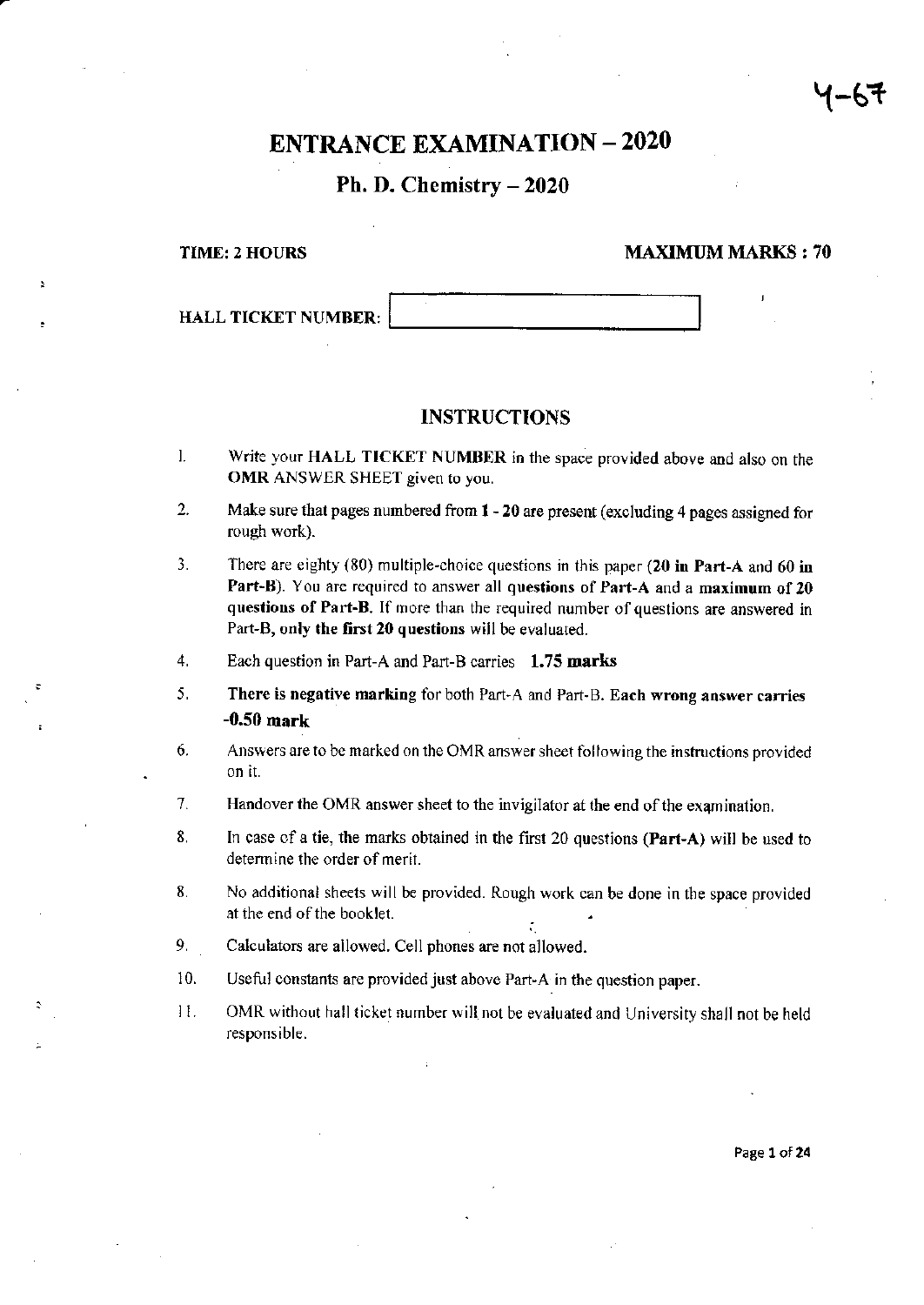Y-67

# ENTRANCE EXAMINATION – 2020

## Ph. D. Chemistry – 2020

**TIME: 2 HOURS** **MAXIMUM MARKS : 70**

**HALL TICKET NUMBER:**

### INSTRUCTIONS

1. Write your **HALL TICKET NUMBER** in the space provided above and also on the **OMR** ANSWER SHEET given to you.
2. Make sure that pages numbered from **1 - 20** are present (excluding 4 pages assigned for rough work).
3. There are eighty (80) multiple-choice questions in this paper (**20 in Part-A** and **60 in Part-B**). You are required to answer all **questions of Part-A** and a **maximum of 20 questions of Part-B**. If more than the required number of questions are answered in Part-B, **only the first 20 questions** will be evaluated.
4. Each question in Part-A and Part-B carries **1.75 marks**
5. **There is negative marking** for both Part-A and Part-B. **Each wrong answer carries -0.50 mark**
6. Answers are to be marked on the OMR answer sheet following the instructions provided on it.
7. Handover the OMR answer sheet to the invigilator at the end of the examination.
8. In case of a tie, the marks obtained in the first 20 questions (**Part-A**) will be used to determine the order of merit.
8. No additional sheets will be provided. Rough work can be done in the space provided at the end of the booklet.
9. Calculators are allowed. Cell phones are not allowed.
10. Useful constants are provided just above Part-A in the question paper.
11. OMR without hall ticket number will not be evaluated and University shall not be held responsible.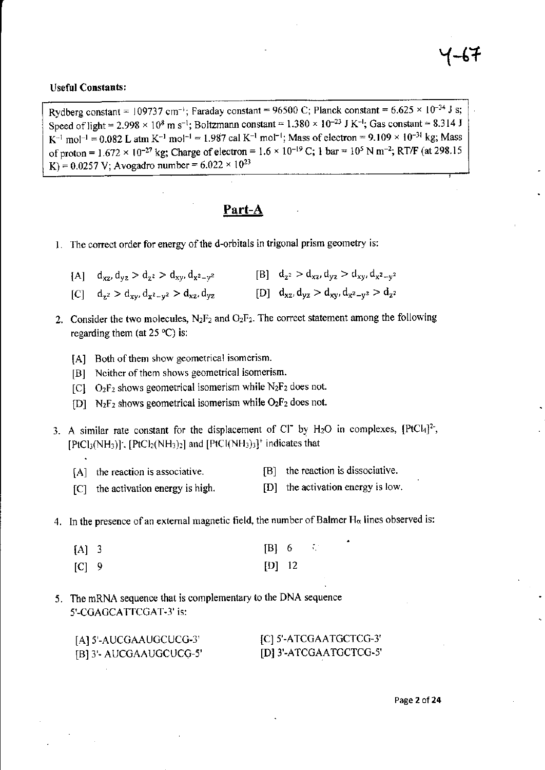Y-67

**Useful Constants:**

Rydberg constant = 109737 $cm^{-1}$; Faraday constant = 96500 C; Planck constant = $6.625 \times 10^{-34}$ J s; Speed of light = $2.998 \times 10^{8}$ m $s^{-1}$; Boltzmann constant = $1.380 \times 10^{-23}$ J $K^{-1}$; Gas constant = 8.314 J $K^{-1}$ $mol^{-1}$ = 0.082 L atm $K^{-1}$ $mol^{-1}$ = 1.987 cal $K^{-1}$ $mol^{-1}$; Mass of electron = $9.109 \times 10^{-31}$ kg; Mass of proton = $1.672 \times 10^{-27}$ kg; Charge of electron = $1.6 \times 10^{-19}$ C; 1 bar = $10^{5}$ N $m^{-2}$; RT/F (at 298.15 K) = 0.0257 V; Avogadro number = $6.022 \times 10^{23}$

## Part-A

1. The correct order for energy of the d-orbitals in trigonal prism geometry is:

   [A] $d_{xz}, d_{yz} > d_{z^2} > d_{xy}, d_{x^2-y^2}$  
   [B] $d_{z^2} > d_{xz}, d_{yz} > d_{xy}, d_{x^2-y^2}$  
   [C] $d_{z^2} > d_{xy}, d_{x^2-y^2} > d_{xz}, d_{yz}$  
   [D] $d_{xz}, d_{yz} > d_{xy}, d_{x^2-y^2} > d_{z^2}$

2. Consider the two molecules, $N_2F_2$ and $O_2F_2$. The correct statement among the following regarding them (at 25 °C) is:

   [A] Both of them show geometrical isomerism.  
   [B] Neither of them shows geometrical isomerism.  
   [C] $O_2F_2$ shows geometrical isomerism while $N_2F_2$ does not.  
   [D] $N_2F_2$ shows geometrical isomerism while $O_2F_2$ does not.

3. A similar rate constant for the displacement of $Cl^-$ by $H_2O$ in complexes, $[PtCl_4]^{2-}$, $[PtCl_3(NH_3)]^-$, $[PtCl_2(NH_3)_2]$ and $[PtCl(NH_3)_3]^+$ indicates that

   [A] the reaction is associative.  
   [B] the reaction is dissociative.  
   [C] the activation energy is high.  
   [D] the activation energy is low.

4. In the presence of an external magnetic field, the number of Balmer $H_\alpha$ lines observed is:

   [A] 3  
   [B] 6  
   [C] 9  
   [D] 12

5. The mRNA sequence that is complementary to the DNA sequence 5'-CGAGCATTCGAT-3' is:

   [A] 5'-AUCGAAUGCUCG-3'  
   [B] 3'- AUCGAAUGCUCG-5'  
   [C] 5'-ATCGAATGCTCG-3'  
   [D] 3'-ATCGAATGCTCG-5'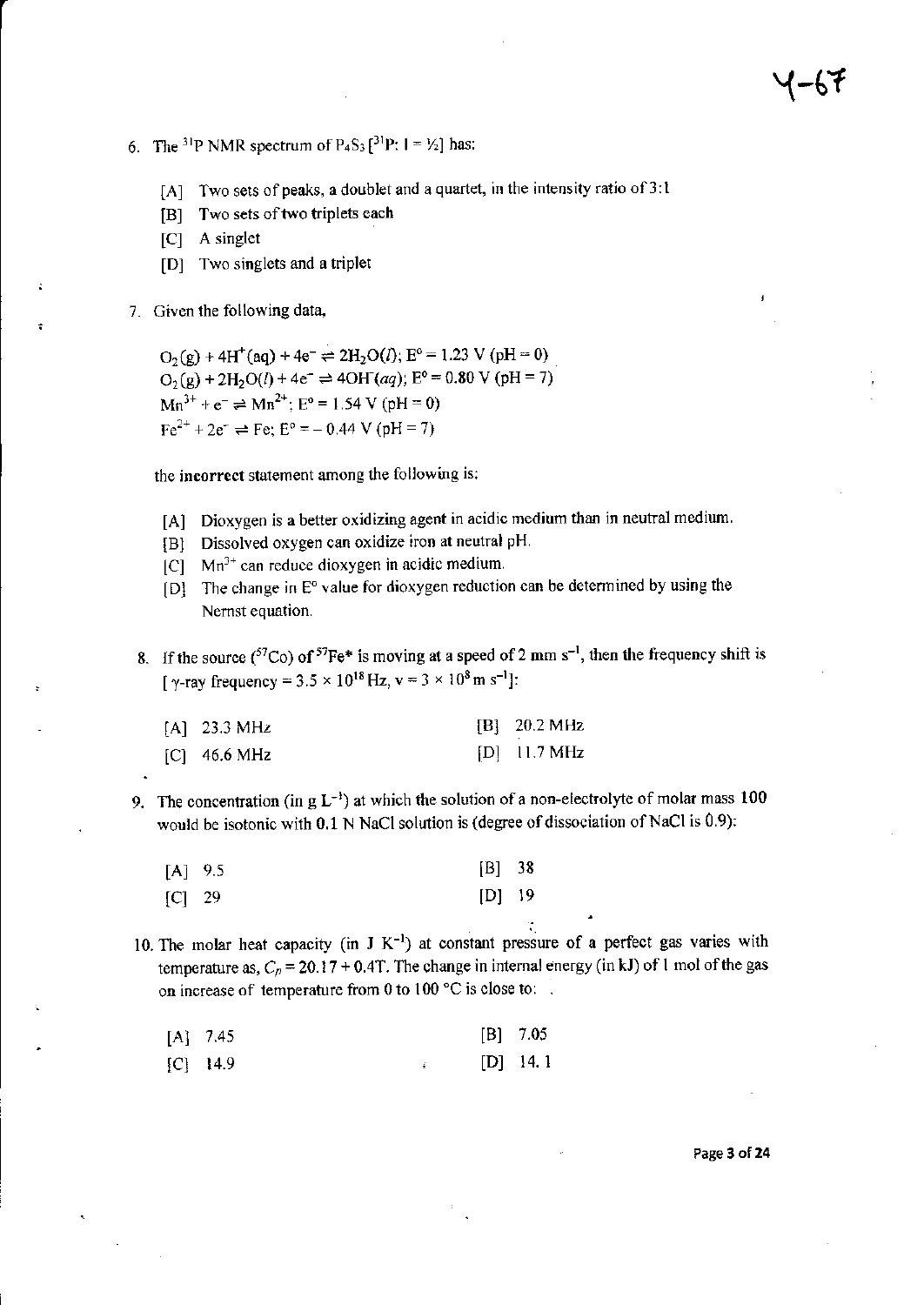6. The $^{31}P$ NMR spectrum of $P_4S_3$ [$^{31}P$: $I = \frac{1}{2}$] has:

   [A] Two sets of peaks, a doublet and a quartet, in the intensity ratio of 3:1

   [B] Two sets of two triplets each

   [C] A singlet

   [D] Two singlets and a triplet

7. Given the following data,

   $O_2(g) + 4H^+(aq) + 4e^- \rightleftharpoons 2H_2O(l)$; $E^\circ = 1.23$ V (pH = 0)

   $O_2(g) + 2H_2O(l) + 4e^- \rightleftharpoons 4OH^-(aq)$; $E^\circ = 0.80$ V (pH = 7)

   $Mn^{3+} + e^- \rightleftharpoons Mn^{2+}$; $E^\circ = 1.54$ V (pH = 0)

   $Fe^{2+} + 2e^- \rightleftharpoons Fe$; $E^\circ = -0.44$ V (pH = 7)

   the **incorrect** statement among the following is:

   [A] Dioxygen is a better oxidizing agent in acidic medium than in neutral medium.

   [B] Dissolved oxygen can oxidize iron at neutral pH.

   [C] $Mn^{3+}$ can reduce dioxygen in acidic medium.

   [D] The change in $E^\circ$ value for dioxygen reduction can be determined by using the Nernst equation.

8. If the source ($^{57}Co$) of $^{57}Fe^*$ is moving at a speed of 2 mm $s^{-1}$, then the frequency shift is [ $\gamma$-ray frequency = $3.5 \times 10^{18}$ Hz, $v = 3 \times 10^8$ m $s^{-1}$]:

   [A] 23.3 MHz
   [B] 20.2 MHz
   [C] 46.6 MHz
   [D] 11.7 MHz

9. The concentration (in g $L^{-1}$) at which the solution of a non-electrolyte of molar mass 100 would be isotonic with 0.1 N NaCl solution is (degree of dissociation of NaCl is 0.9):

   [A] 9.5
   [B] 38
   [C] 29
   [D] 19

10. The molar heat capacity (in J $K^{-1}$) at constant pressure of a perfect gas varies with temperature as, $C_p = 20.17 + 0.4T$. The change in internal energy (in kJ) of 1 mol of the gas on increase of temperature from 0 to 100 °C is close to:

    [A] 7.45
    [B] 7.05
    [C] 14.9
    [D] 14.1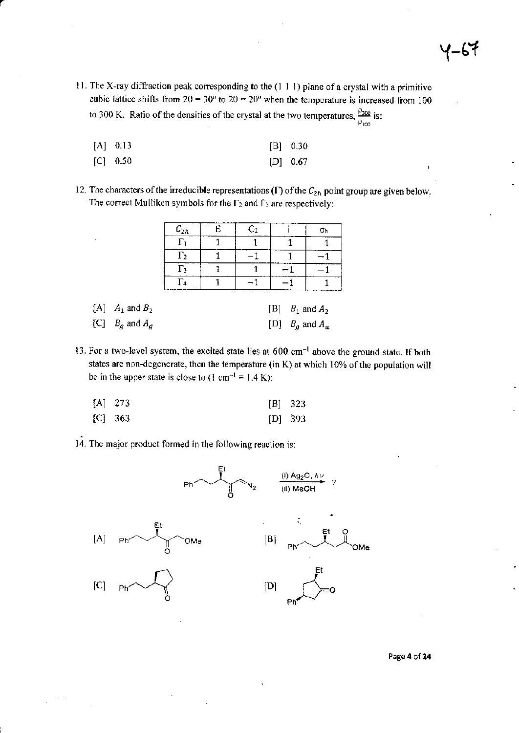11. The X-ray diffraction peak corresponding to the (1 1 1) plane of a crystal with a primitive cubic lattice shifts from $2\theta = 30^\circ$ to $2\theta = 20^\circ$ when the temperature is increased from 100 to 300 K. Ratio of the densities of the crystal at the two temperatures, $\frac{\rho_{300}}{\rho_{100}}$ is:

[A] 0.13  
[B] 0.30  
[C] 0.50  
[D] 0.67

12. The characters of the irreducible representations (Γ) of the $C_{2h}$ point group are given below. The correct Mulliken symbols for the $\Gamma_2$ and $\Gamma_3$ are respectively:

| $C_{2h}$ | E | $C_2$ | i | $\sigma_h$ |
|---|---|---|---|---|
| $\Gamma_1$ | 1 | 1 | 1 | 1 |
| $\Gamma_2$ | 1 | −1 | 1 | −1 |
| $\Gamma_3$ | 1 | 1 | −1 | −1 |
| $\Gamma_4$ | 1 | −1 | −1 | 1 |

[A] $A_1$ and $B_2$  
[B] $B_1$ and $A_2$  
[C] $B_g$ and $A_g$  
[D] $B_g$ and $A_u$

13. For a two-level system, the excited state lies at $600\ \text{cm}^{-1}$ above the ground state. If both states are non-degenerate, then the temperature (in K) at which 10% of the population will be in the upper state is close to ($1\ \text{cm}^{-1} \equiv 1.4$ K):

[A] 273  
[B] 323  
[C] 363  
[D] 393

14. The major product formed in the following reaction is:

Ph–CH₂CH₂–CH(Et)–C(=O)–CH=N₂ $\xrightarrow[\text{(ii) MeOH}]{\text{(i) } Ag_2O,\ h\nu}$ ?

[A] Ph–CH₂CH₂–CH(Et)–C(=O)–CH₂OMe  
[B] Ph–CH₂CH₂–CH(Et)–CH₂–C(=O)OMe  
[C] 2-(2-phenylethyl)cyclopentanone  
[D] 3-ethyl-4-phenylcyclopentanone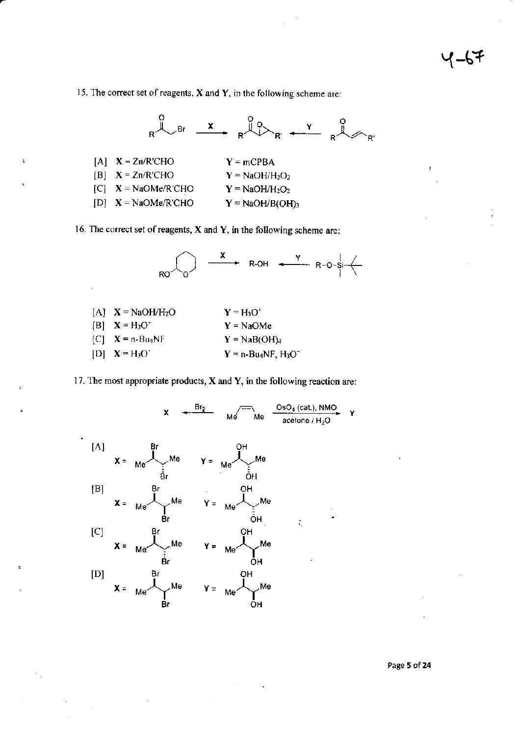15. The correct set of reagents, **X** and **Y**, in the following scheme are:

[A] **X** = Zn/R'CHO  **Y** = mCPBA

[B] **X** = Zn/R'CHO  **Y** = NaOH/$H_2O_2$

[C] **X** = NaOMe/R'CHO  **Y** = NaOH/$H_2O_2$

[D] **X** = NaOMe/R'CHO  **Y** = NaOH/$B(OH)_3$

16. The correct set of reagents, **X** and **Y**, in the following scheme are:

[A] **X** = NaOH/$H_2O$  **Y** = $H_3O^+$

[B] **X** = $H_3O^+$  **Y** = NaOMe

[C] **X** = n-$Bu_4NF$  **Y** = $NaB(OH)_4$

[D] **X** = $H_3O^+$  **Y** = n-$Bu_4NF$, $H_3O^+$

17. The most appropriate products, **X** and **Y**, in the following reaction are:

X ← $Br_2$ — (cis-2-butene) — $OsO_4$ (cat.), NMO, acetone / $H_2O$ → Y

[A]

[B]

[C]

[D]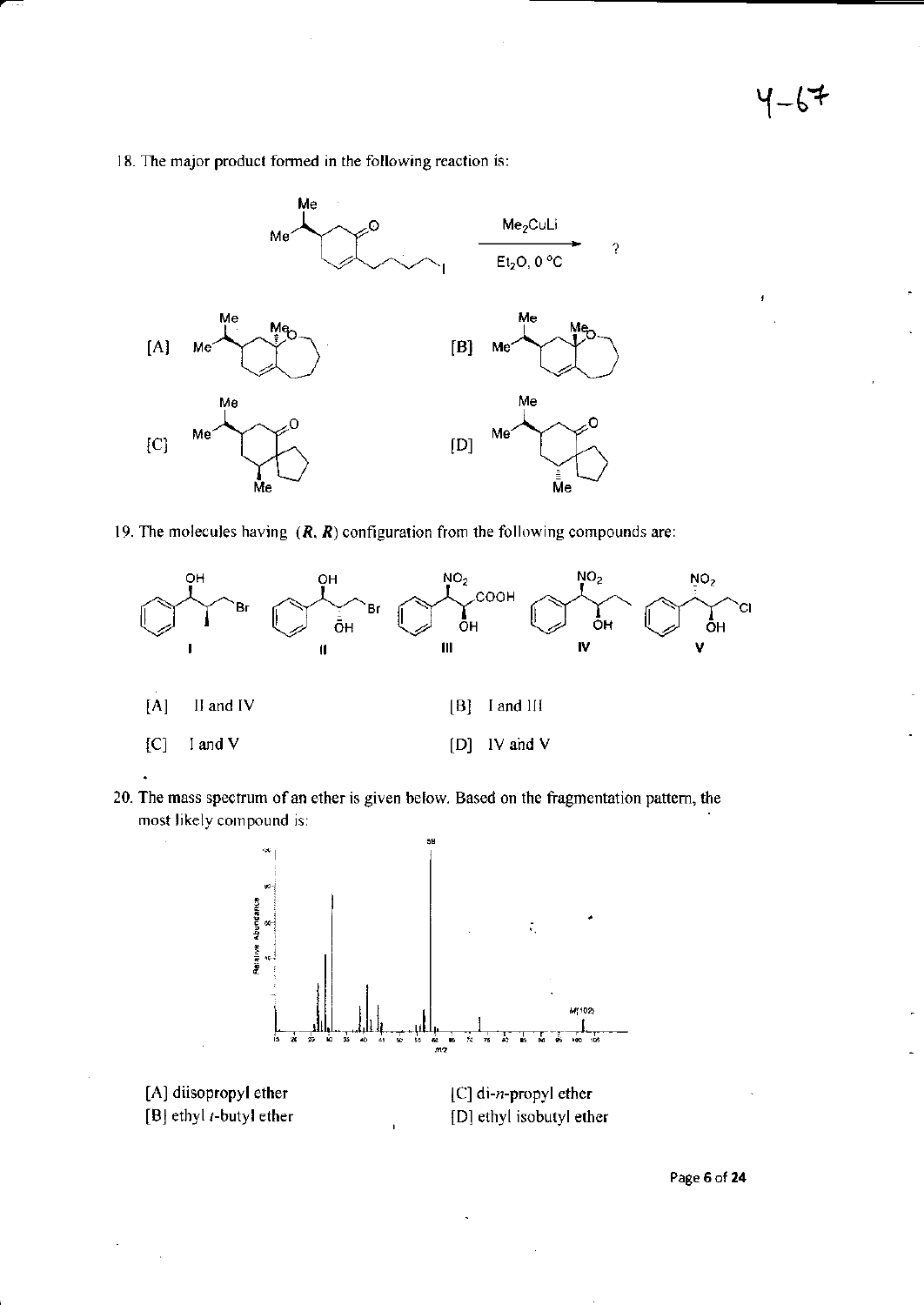18. The major product formed in the following reaction is:

Me₂CuLi, Et₂O, 0 °C → ?

[A] [B] [C] [D]

19. The molecules having (*R*, *R*) configuration from the following compounds are:

I II III IV V

[A] II and IV  [B] I and III

[C] I and V  [D] IV and V

20. The mass spectrum of an ether is given below. Based on the fragmentation pattern, the most likely compound is:

[A] diisopropyl ether  [C] di-*n*-propyl ether

[B] ethyl *t*-butyl ether  [D] ethyl isobutyl ether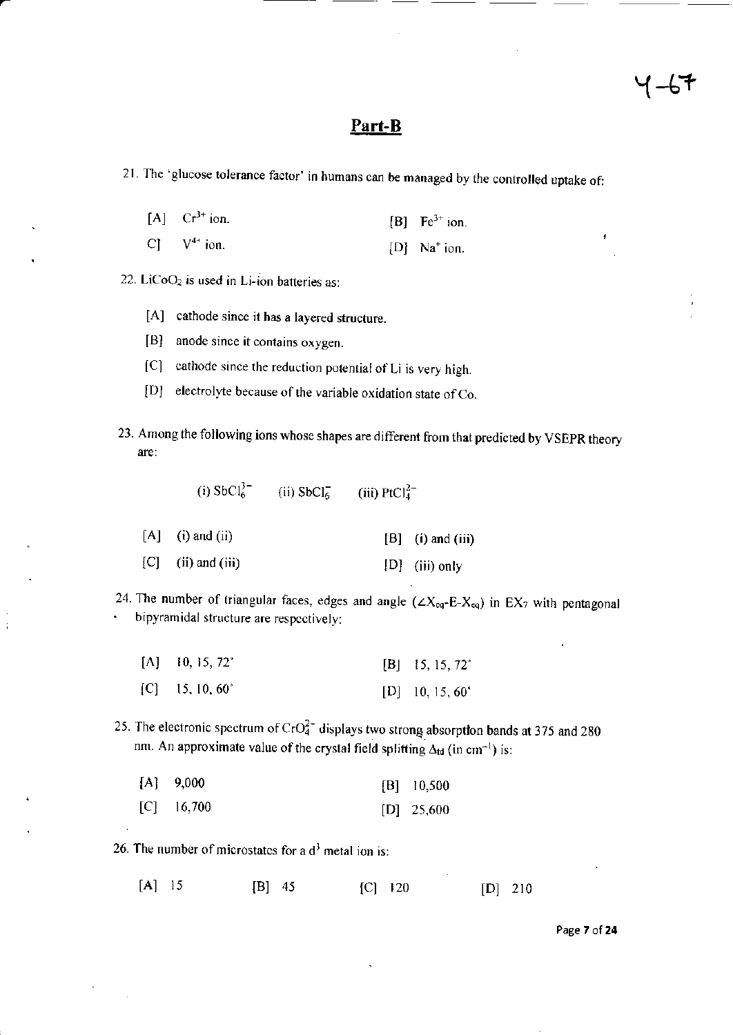## Part-B

21. The 'glucose tolerance factor' in humans can be managed by the controlled uptake of:

[A] $Cr^{3+}$ ion. [B] $Fe^{3+}$ ion.

C] $V^{4+}$ ion. [D] $Na^{+}$ ion.

22. $LiCoO_2$ is used in Li-ion batteries as:

[A] cathode since it has a layered structure.

[B] anode since it contains oxygen.

[C] cathode since the reduction potential of Li is very high.

[D] electrolyte because of the variable oxidation state of Co.

23. Among the following ions whose shapes are different from that predicted by VSEPR theory are:

(i) $SbCl_6^{3-}$ (ii) $SbCl_6^{-}$ (iii) $PtCl_4^{2-}$

[A] (i) and (ii) [B] (i) and (iii)

[C] (ii) and (iii) [D] (iii) only

24. The number of triangular faces, edges and angle ($\angle X_{eq}$-E-$X_{eq}$) in $EX_7$ with pentagonal bipyramidal structure are respectively:

[A] 10, 15, 72° [B] 15, 15, 72°

[C] 15, 10, 60° [D] 10, 15, 60°

25. The electronic spectrum of $CrO_4^{2-}$ displays two strong absorption bands at 375 and 280 nm. An approximate value of the crystal field splitting $\Delta_{td}$ (in $cm^{-1}$) is:

[A] 9,000 [B] 10,500

[C] 16,700 [D] 25,600

26. The number of microstates for a $d^3$ metal ion is:

[A] 15 [B] 45 [C] 120 [D] 210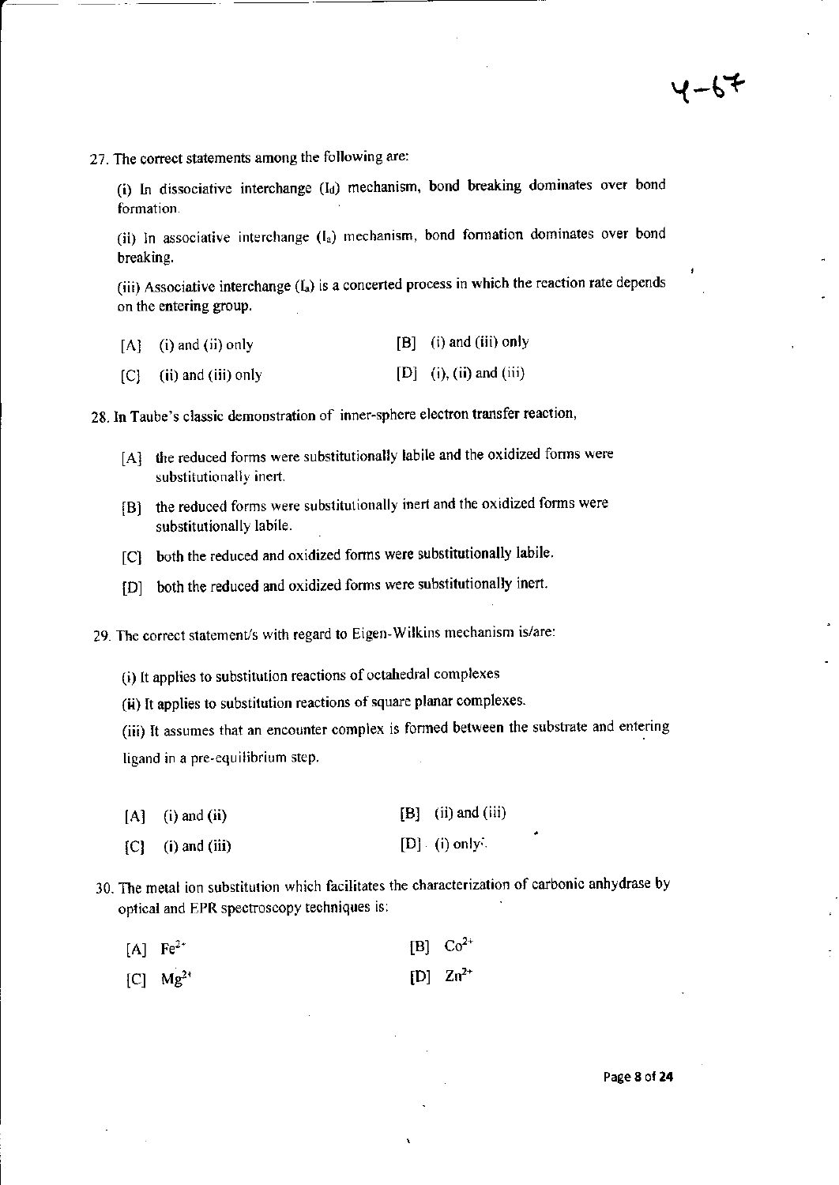4-67

27. The correct statements among the following are:

(i) In dissociative interchange ($I_d$) mechanism, bond breaking dominates over bond formation.

(ii) In associative interchange ($I_a$) mechanism, bond formation dominates over bond breaking.

(iii) Associative interchange ($I_a$) is a concerted process in which the reaction rate depends on the entering group.

[A] (i) and (ii) only
[B] (i) and (iii) only
[C] (ii) and (iii) only
[D] (i), (ii) and (iii)

28. In Taube's classic demonstration of inner-sphere electron transfer reaction,

[A] the reduced forms were substitutionally labile and the oxidized forms were substitutionally inert.

[B] the reduced forms were substitutionally inert and the oxidized forms were substitutionally labile.

[C] both the reduced and oxidized forms were substitutionally labile.

[D] both the reduced and oxidized forms were substitutionally inert.

29. The correct statement/s with regard to Eigen-Wilkins mechanism is/are:

(i) It applies to substitution reactions of octahedral complexes

(ii) It applies to substitution reactions of square planar complexes.

(iii) It assumes that an encounter complex is formed between the substrate and entering ligand in a pre-equilibrium step.

[A] (i) and (ii)
[B] (ii) and (iii)
[C] (i) and (iii)
[D] (i) only

30. The metal ion substitution which facilitates the characterization of carbonic anhydrase by optical and EPR spectroscopy techniques is:

[A] $Fe^{2+}$
[B] $Co^{2+}$
[C] $Mg^{2+}$
[D] $Zn^{2+}$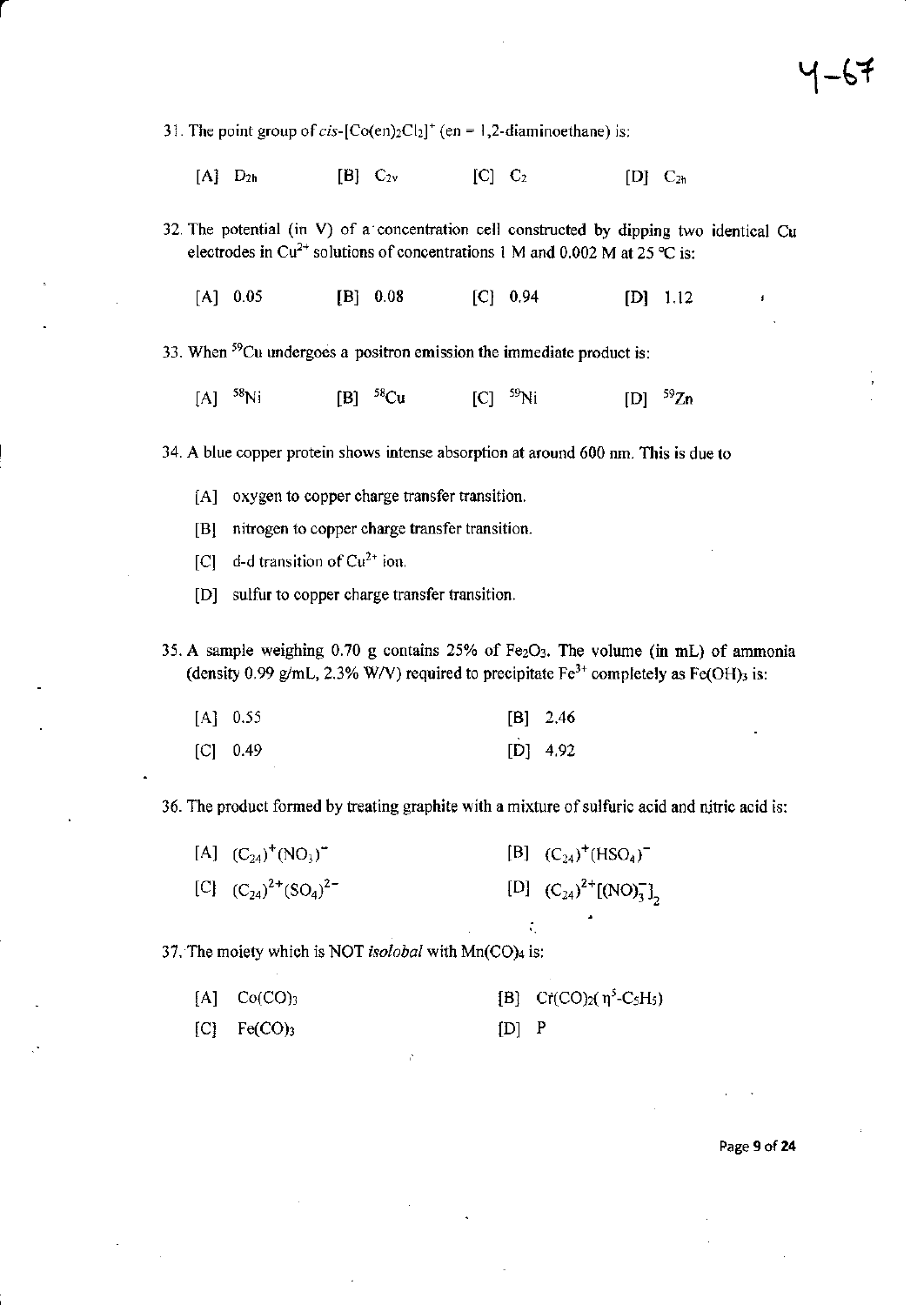31. The point group of *cis*-$[Co(en)_2Cl_2]^+$ (en = 1,2-diaminoethane) is:

[A] $D_{2h}$ [B] $C_{2v}$ [C] $C_2$ [D] $C_{2h}$

32. The potential (in V) of a concentration cell constructed by dipping two identical Cu electrodes in $Cu^{2+}$ solutions of concentrations 1 M and 0.002 M at 25 °C is:

[A] 0.05 [B] 0.08 [C] 0.94 [D] 1.12

33. When $^{59}Cu$ undergoes a positron emission the immediate product is:

[A] $^{58}Ni$ [B] $^{58}Cu$ [C] $^{59}Ni$ [D] $^{59}Zn$

34. A blue copper protein shows intense absorption at around 600 nm. This is due to

[A] oxygen to copper charge transfer transition.

[B] nitrogen to copper charge transfer transition.

[C] d-d transition of $Cu^{2+}$ ion.

[D] sulfur to copper charge transfer transition.

35. A sample weighing 0.70 g contains 25% of $Fe_2O_3$. The volume (in mL) of ammonia (density 0.99 g/mL, 2.3% W/V) required to precipitate $Fe^{3+}$ completely as $Fe(OH)_3$ is:

[A] 0.55 [B] 2.46

[C] 0.49 [D] 4.92

36. The product formed by treating graphite with a mixture of sulfuric acid and nitric acid is:

[A] $(C_{24})^+(NO_3)^-$ [B] $(C_{24})^+(HSO_4)^-$

[C] $(C_{24})^{2+}(SO_4)^{2-}$ [D] $(C_{24})^{2+}[(NO)_3^-]_2$

37. The moiety which is NOT *isolobal* with $Mn(CO)_4$ is:

[A] $Co(CO)_3$ [B] $Cr(CO)_2(\eta^5\text{-}C_5H_5)$

[C] $Fe(CO)_3$ [D] P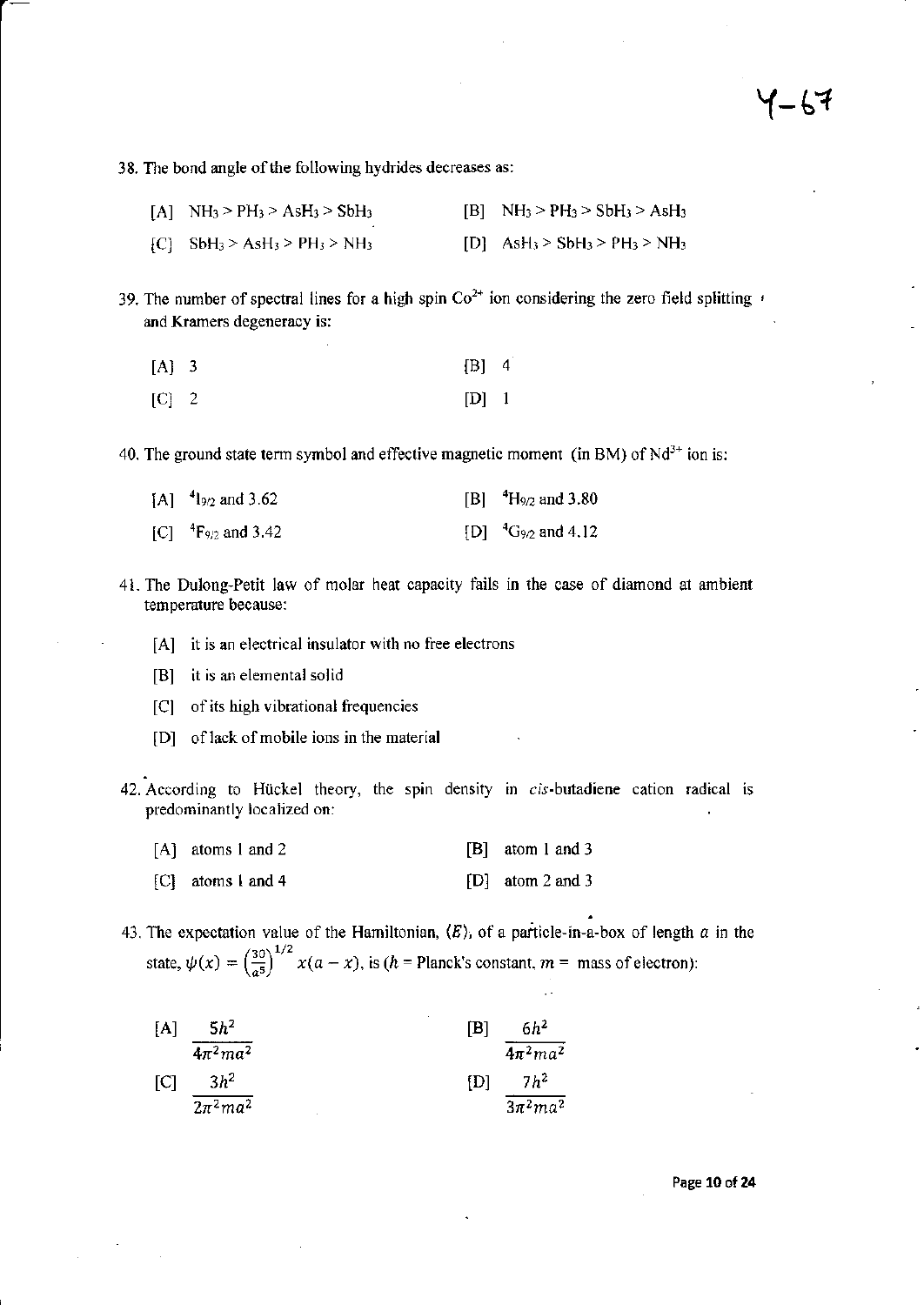38. The bond angle of the following hydrides decreases as:

[A] $NH_3 > PH_3 > AsH_3 > SbH_3$ [B] $NH_3 > PH_3 > SbH_3 > AsH_3$

[C] $SbH_3 > AsH_3 > PH_3 > NH_3$ [D] $AsH_3 > SbH_3 > PH_3 > NH_3$

39. The number of spectral lines for a high spin $Co^{2+}$ ion considering the zero field splitting and Kramers degeneracy is:

[A] 3 [B] 4

[C] 2 [D] 1

40. The ground state term symbol and effective magnetic moment (in BM) of $Nd^{3+}$ ion is:

[A] $^4I_{9/2}$ and 3.62 [B] $^4H_{9/2}$ and 3.80

[C] $^4F_{9/2}$ and 3.42 [D] $^4G_{9/2}$ and 4.12

41. The Dulong-Petit law of molar heat capacity fails in the case of diamond at ambient temperature because:

[A] it is an electrical insulator with no free electrons

[B] it is an elemental solid

[C] of its high vibrational frequencies

[D] of lack of mobile ions in the material

42. According to Hückel theory, the spin density in *cis*-butadiene cation radical is predominantly localized on:

[A] atoms 1 and 2 [B] atom 1 and 3

[C] atoms 1 and 4 [D] atom 2 and 3

43. The expectation value of the Hamiltonian, $\langle E \rangle$, of a particle-in-a-box of length $a$ in the state, $\psi(x) = \left(\frac{30}{a^5}\right)^{1/2} x(a-x)$, is ($h$ = Planck's constant, $m$ = mass of electron):

[A] $\frac{5h^2}{4\pi^2 ma^2}$ [B] $\frac{6h^2}{4\pi^2 ma^2}$

[C] $\frac{3h^2}{2\pi^2 ma^2}$ [D] $\frac{7h^2}{3\pi^2 ma^2}$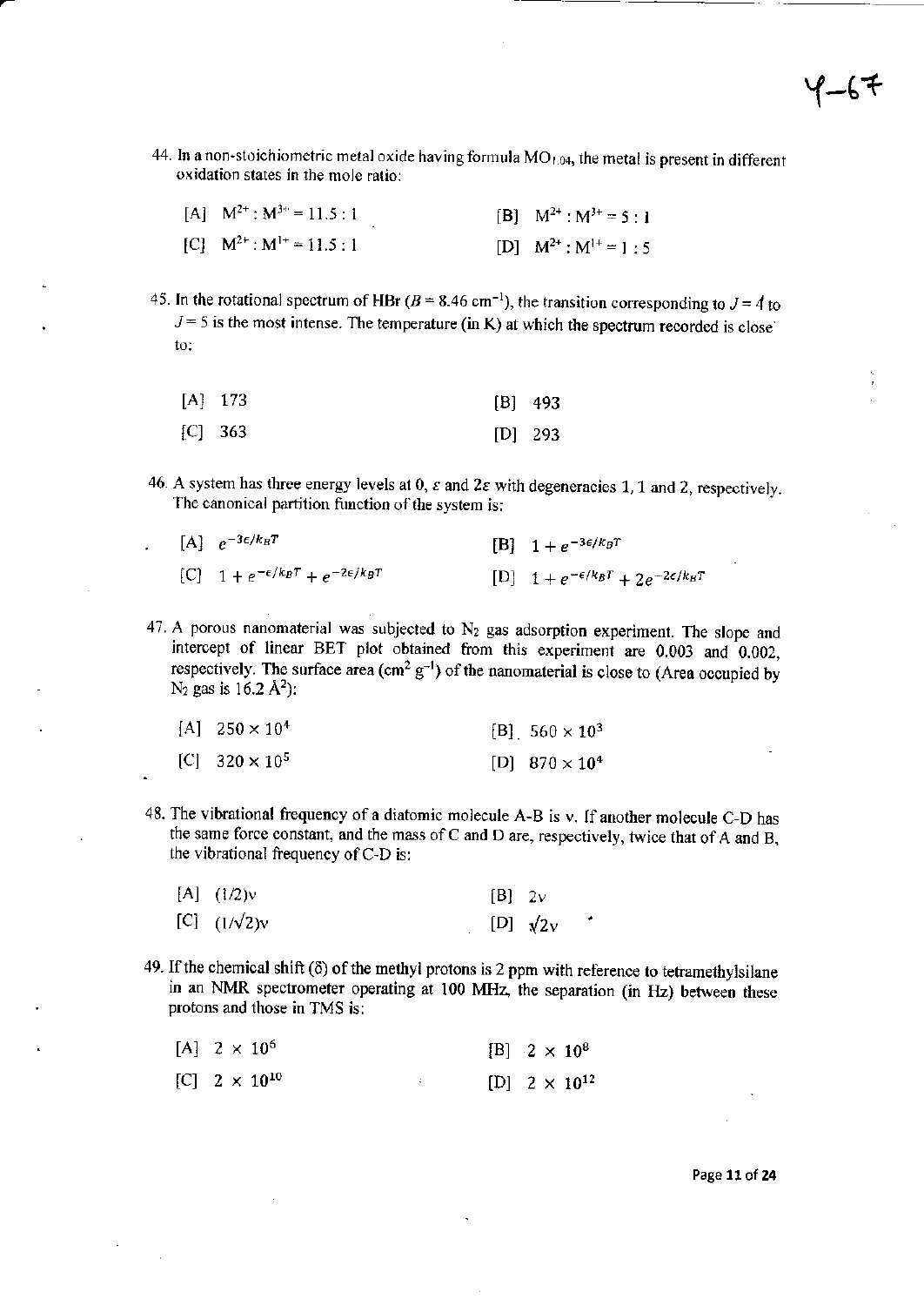44. In a non-stoichiometric metal oxide having formula $MO_{1.04}$, the metal is present in different oxidation states in the mole ratio:

[A] $M^{2+} : M^{3+} = 11.5 : 1$  [B] $M^{2+} : M^{3+} = 5 : 1$

[C] $M^{2+} : M^{1+} = 11.5 : 1$  [D] $M^{2+} : M^{1+} = 1 : 5$

45. In the rotational spectrum of HBr ($B = 8.46\ \text{cm}^{-1}$), the transition corresponding to $J = 4$ to $J = 5$ is the most intense. The temperature (in K) at which the spectrum recorded is close to:

[A] 173  [B] 493

[C] 363  [D] 293

46. A system has three energy levels at 0, $\varepsilon$ and $2\varepsilon$ with degeneracies 1, 1 and 2, respectively. The canonical partition function of the system is:

[A] $e^{-3\varepsilon/k_BT}$  [B] $1 + e^{-3\varepsilon/k_BT}$

[C] $1 + e^{-\varepsilon/k_BT} + e^{-2\varepsilon/k_BT}$  [D] $1 + e^{-\varepsilon/k_BT} + 2e^{-2\varepsilon/k_BT}$

47. A porous nanomaterial was subjected to $N_2$ gas adsorption experiment. The slope and intercept of linear BET plot obtained from this experiment are 0.003 and 0.002, respectively. The surface area ($\text{cm}^2\ \text{g}^{-1}$) of the nanomaterial is close to (Area occupied by $N_2$ gas is 16.2 $\text{Å}^2$):

[A] $250 \times 10^4$  [B] $560 \times 10^3$

[C] $320 \times 10^5$  [D] $870 \times 10^4$

48. The vibrational frequency of a diatomic molecule A-B is ν. If another molecule C-D has the same force constant, and the mass of C and D are, respectively, twice that of A and B, the vibrational frequency of C-D is:

[A] $(1/2)\nu$  [B] $2\nu$

[C] $(1/\sqrt{2})\nu$  [D] $\sqrt{2}\nu$

49. If the chemical shift (δ) of the methyl protons is 2 ppm with reference to tetramethylsilane in an NMR spectrometer operating at 100 MHz, the separation (in Hz) between these protons and those in TMS is:

[A] $2 \times 10^6$  [B] $2 \times 10^8$

[C] $2 \times 10^{10}$  [D] $2 \times 10^{12}$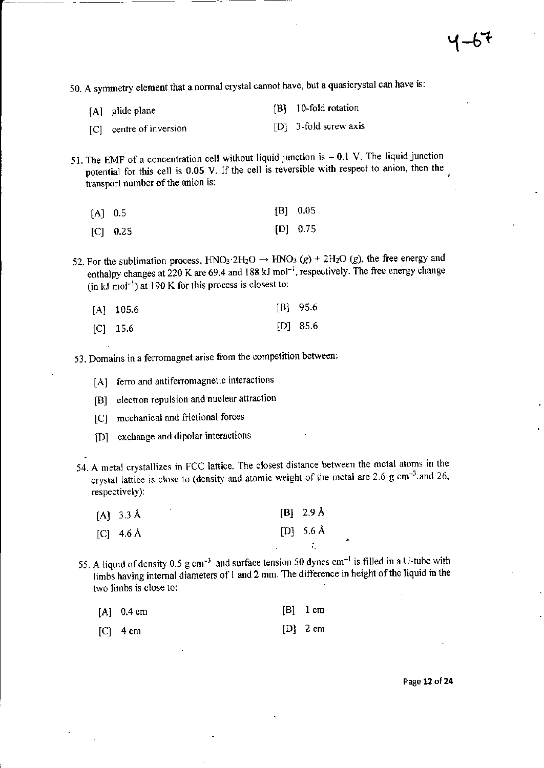50. A symmetry element that a normal crystal cannot have, but a quasicrystal can have is:

[A] glide plane

[B] 10-fold rotation

[C] centre of inversion

[D] 3-fold screw axis

51. The EMF of a concentration cell without liquid junction is – 0.1 V. The liquid junction potential for this cell is 0.05 V. If the cell is reversible with respect to anion, then the transport number of the anion is:

[A] 0.5

[B] 0.05

[C] 0.25

[D] 0.75

52. For the sublimation process, $HNO_3 \cdot 2H_2O \rightarrow HNO_3\ (g) + 2H_2O\ (g)$, the free energy and enthalpy changes at 220 K are 69.4 and 188 kJ mol$^{-1}$, respectively. The free energy change (in kJ mol$^{-1}$) at 190 K for this process is closest to:

[A] 105.6

[B] 95.6

[C] 15.6

[D] 85.6

53. Domains in a ferromagnet arise from the competition between:

[A] ferro and antiferromagnetic interactions

[B] electron repulsion and nuclear attraction

[C] mechanical and frictional forces

[D] exchange and dipolar interactions

54. A metal crystallizes in FCC lattice. The closest distance between the metal atoms in the crystal lattice is close to (density and atomic weight of the metal are 2.6 g cm$^{-3}$ and 26, respectively):

[A] 3.3 Å

[B] 2.9 Å

[C] 4.6 Å

[D] 5.6 Å

55. A liquid of density 0.5 g cm$^{-3}$ and surface tension 50 dynes cm$^{-1}$ is filled in a U-tube with limbs having internal diameters of 1 and 2 mm. The difference in height of the liquid in the two limbs is close to:

[A] 0.4 cm

[B] 1 cm

[C] 4 cm

[D] 2 cm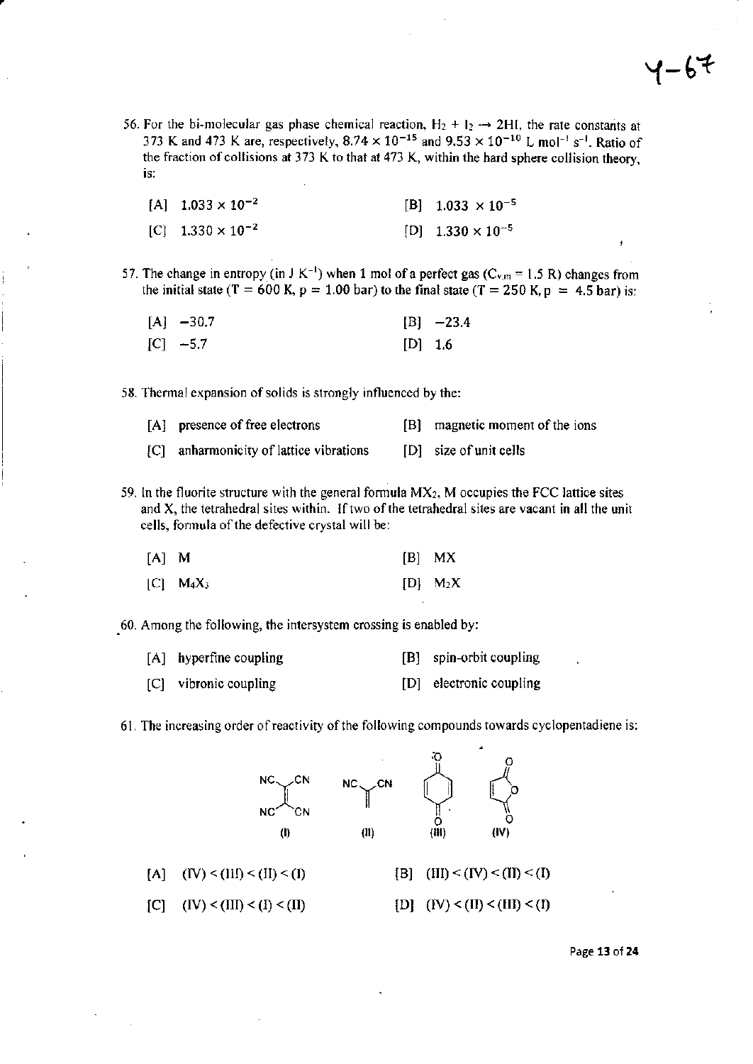56. For the bi-molecular gas phase chemical reaction, $H_2 + I_2 \rightarrow 2HI$, the rate constants at 373 K and 473 K are, respectively, $8.74 \times 10^{-15}$ and $9.53 \times 10^{-10}$ L mol$^{-1}$ s$^{-1}$. Ratio of the fraction of collisions at 373 K to that at 473 K, within the hard sphere collision theory, is:

[A] $1.033 \times 10^{-2}$ [B] $1.033 \times 10^{-5}$

[C] $1.330 \times 10^{-2}$ [D] $1.330 \times 10^{-5}$

57. The change in entropy (in J K$^{-1}$) when 1 mol of a perfect gas ($C_{v,m} = 1.5$ R) changes from the initial state (T = 600 K, p = 1.00 bar) to the final state (T = 250 K, p = 4.5 bar) is:

[A] −30.7 [B] −23.4

[C] −5.7 [D] 1.6

58. Thermal expansion of solids is strongly influenced by the:

[A] presence of free electrons [B] magnetic moment of the ions

[C] anharmonicity of lattice vibrations [D] size of unit cells

59. In the fluorite structure with the general formula $MX_2$, M occupies the FCC lattice sites and X, the tetrahedral sites within. If two of the tetrahedral sites are vacant in all the unit cells, formula of the defective crystal will be:

[A] M [B] MX

[C] $M_4X_3$ [D] $M_2X$

60. Among the following, the intersystem crossing is enabled by:

[A] hyperfine coupling [B] spin-orbit coupling

[C] vibronic coupling [D] electronic coupling

61. The increasing order of reactivity of the following compounds towards cyclopentadiene is:

(I) (NC)$_2$C=C(CN)$_2$   (II) (NC)$_2$C=CH$_2$   (III) p-benzoquinone   (IV) maleic anhydride

[A] (IV) < (III) < (II) < (I) [B] (III) < (IV) < (II) < (I)

[C] (IV) < (III) < (I) < (II) [D] (IV) < (II) < (III) < (I)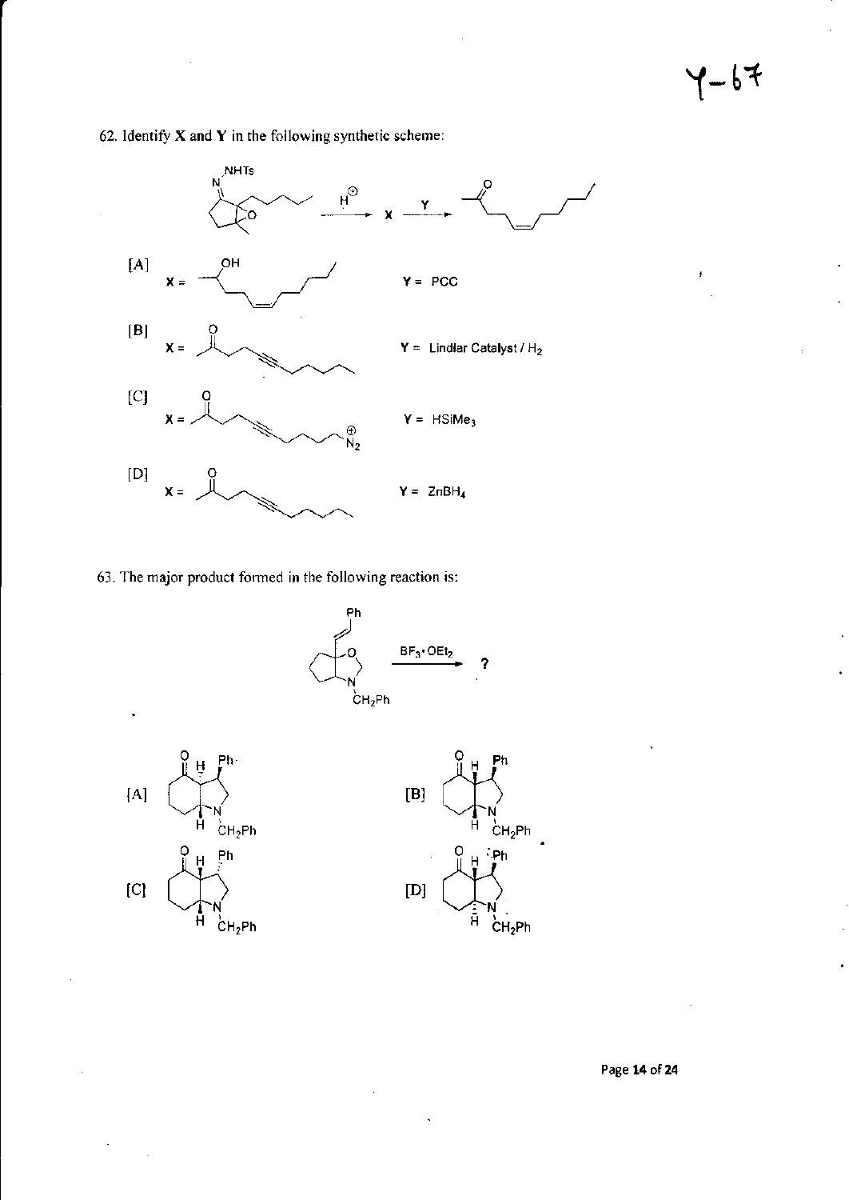62. Identify **X** and **Y** in the following synthetic scheme:

$\xrightarrow{H^{\oplus}}$ **X** $\xrightarrow{\textbf{Y}}$

[A] X = ; Y = PCC

[B] X = ; Y = Lindlar Catalyst / $H_2$

[C] X = ; Y = $HSiMe_3$

[D] X = ; Y = $ZnBH_4$

63. The major product formed in the following reaction is:

$\xrightarrow{BF_3 \cdot OEt_2}$ ?

[A]

[B]

[C]

[D]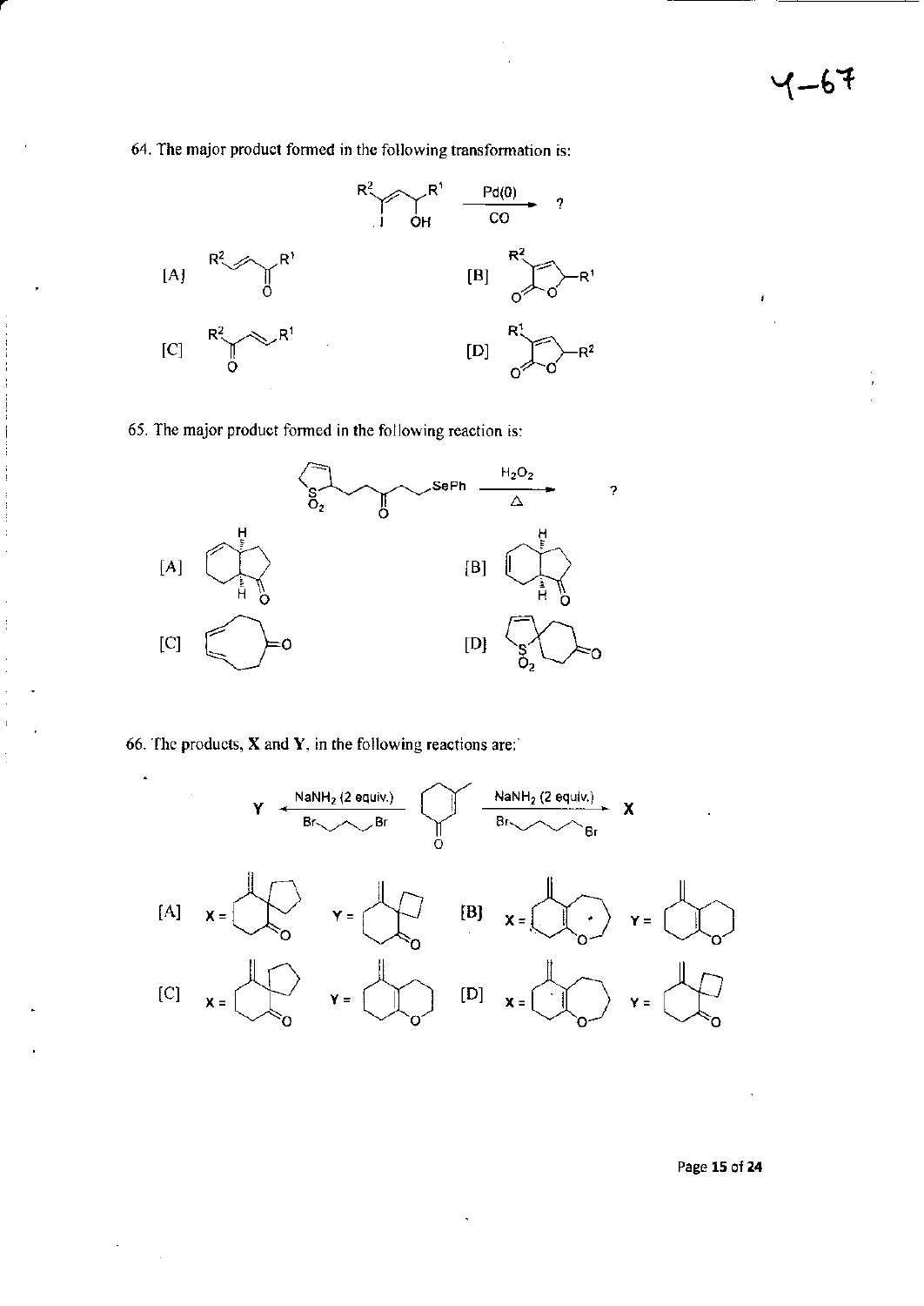64. The major product formed in the following transformation is:

$$\xrightarrow[\text{CO}]{\text{Pd(0)}} ?$$

[A] [B]

[C] [D]

65. The major product formed in the following reaction is:

$$\xrightarrow[\Delta]{H_2O_2} ?$$

[A] [B]

[C] [D]

66. The products, **X** and **Y**, in the following reactions are:

$$\mathbf{Y} \xleftarrow[\text{Br}\frown\frown\text{Br}]{\text{NaNH}_2\text{ (2 equiv.)}} \quad \xrightarrow[\text{Br}\frown\frown\frown\text{Br}]{\text{NaNH}_2\text{ (2 equiv.)}} \mathbf{X}$$

[A] X = Y =

[B] X = Y =

[C] X = Y =

[D] X = Y =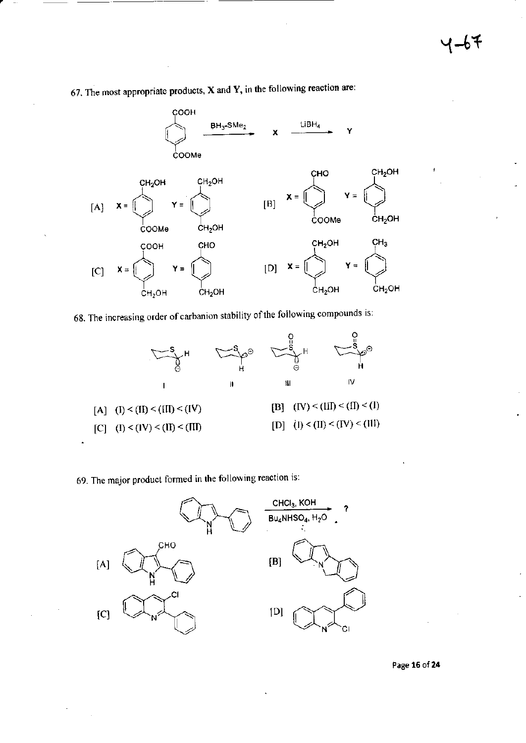67. The most appropriate products, **X** and **Y**, in the following reaction are:

$$\text{COOH-C}_6\text{H}_4\text{-COOMe} \xrightarrow{BH_3\text{-}SMe_2} \mathbf{X} \xrightarrow{LiBH_4} \mathbf{Y}$$

[A] X = $HOCH_2\text{-}C_6H_4\text{-}COOMe$ ; Y = $HOCH_2\text{-}C_6H_4\text{-}CH_2OH$

[B] X = $OHC\text{-}C_6H_4\text{-}COOMe$ ; Y = $HOCH_2\text{-}C_6H_4\text{-}CH_2OH$

[C] X = $HOOC\text{-}C_6H_4\text{-}CH_2OH$ ; Y = $OHC\text{-}C_6H_4\text{-}CH_2OH$

[D] X = $HOCH_2\text{-}C_6H_4\text{-}CH_2OH$ ; Y = $CH_3\text{-}C_6H_4\text{-}CH_2OH$

68. The increasing order of carbanion stability of the following compounds is:

I, II, III, IV

[A] (I) < (II) < (III) < (IV)

[B] (IV) < (III) < (II) < (I)

[C] (I) < (IV) < (II) < (III)

[D] (I) < (II) < (IV) < (III)

69. The major product formed in the following reaction is:

2-Phenylindole $\xrightarrow[Bu_4NHSO_4,\ H_2O]{CHCl_3,\ KOH}$ ?

[A]

[B]

[C]

[D]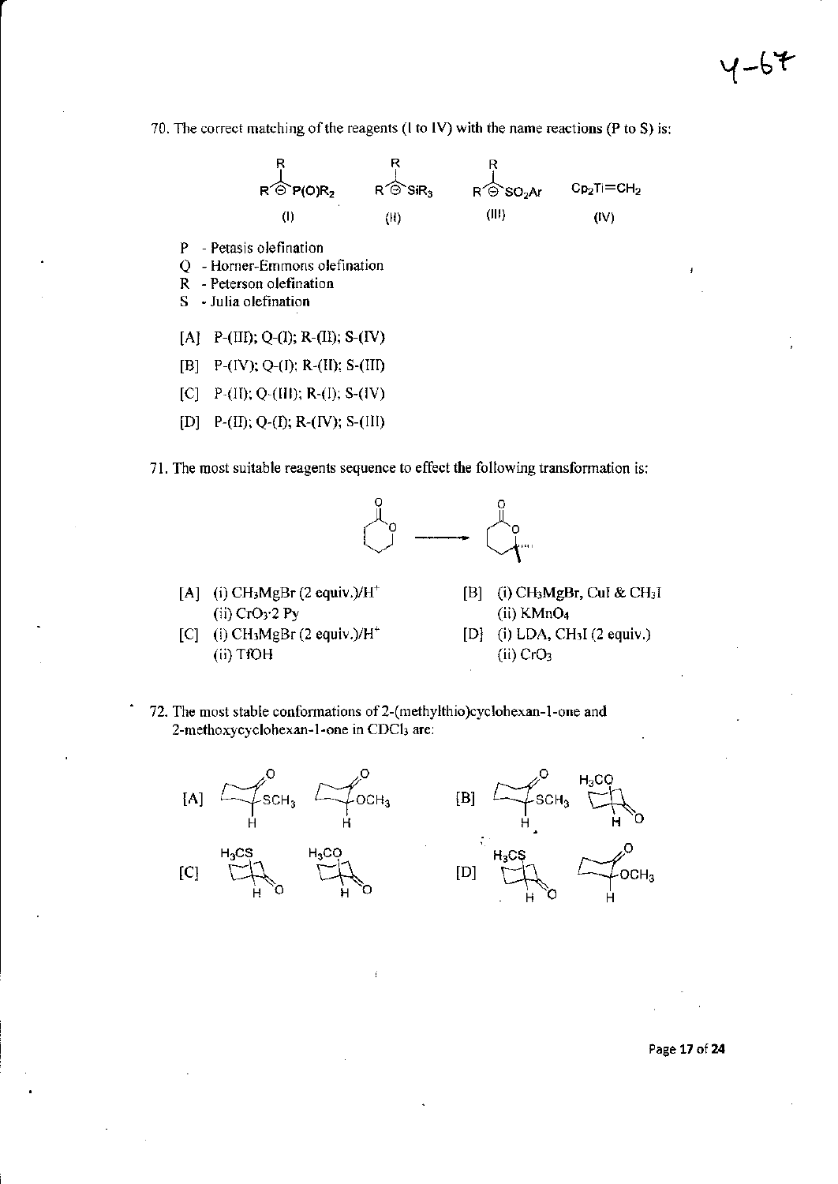70. The correct matching of the reagents (I to IV) with the name reactions (P to S) is:

$R_2C^{\ominus}P(O)R_2$ (I) $R_2C^{\ominus}SiR_3$ (II) $R_2C^{\ominus}SO_2Ar$ (III) $Cp_2Ti{=}CH_2$ (IV)

P - Petasis olefination
Q - Horner-Emmons olefination
R - Peterson olefination
S - Julia olefination

[A] P-(III); Q-(I); R-(II); S-(IV)

[B] P-(IV); Q-(I); R-(II); S-(III)

[C] P-(II); Q-(III); R-(I); S-(IV)

[D] P-(II); Q-(I); R-(IV); S-(III)

71. The most suitable reagents sequence to effect the following transformation is:

[A] (i) $CH_3MgBr$ (2 equiv.)/$H^+$
(ii) $CrO_3{\cdot}2$ Py

[B] (i) $CH_3MgBr$, CuI & $CH_3I$
(ii) $KMnO_4$

[C] (i) $CH_3MgBr$ (2 equiv.)/$H^+$
(ii) TfOH

[D] (i) LDA, $CH_3I$ (2 equiv.)
(ii) $CrO_3$

72. The most stable conformations of 2-(methylthio)cyclohexan-1-one and 2-methoxycyclohexan-1-one in $CDCl_3$ are:

[A] equatorial $SCH_3$; equatorial $OCH_3$

[B] equatorial $SCH_3$; axial $H_3CO$

[C] axial $H_3CS$; axial $H_3CO$

[D] axial $H_3CS$; equatorial $OCH_3$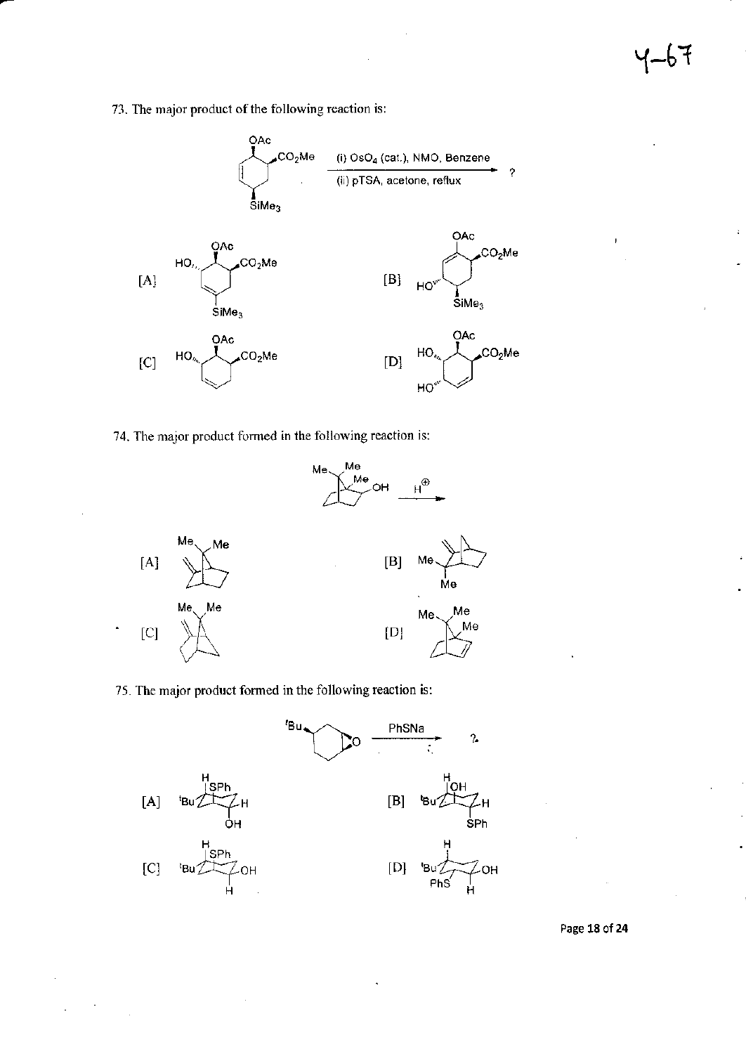73. The major product of the following reaction is:

(i) $OsO_4$ (cat.), NMO, Benzene

(ii) pTSA, acetone, reflux

[A]

[B]

[C]

[D]

74. The major product formed in the following reaction is:

$H^{\oplus}$

[A]

[B]

[C]

[D]

75. The major product formed in the following reaction is:

PhSNa

[A]

[B]

[C]

[D]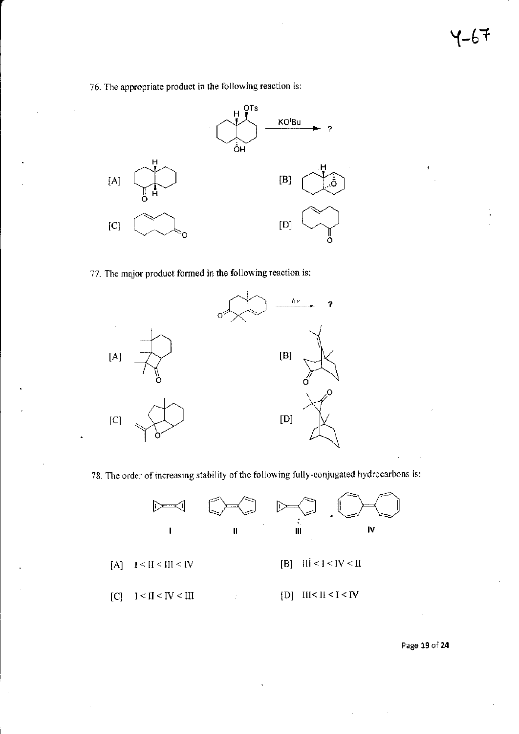76. The appropriate product in the following reaction is:

[A] &nbsp;&nbsp;&nbsp;&nbsp;&nbsp;&nbsp;&nbsp;&nbsp;&nbsp;&nbsp;&nbsp;&nbsp;&nbsp;&nbsp;&nbsp;&nbsp;&nbsp;&nbsp;&nbsp;&nbsp; [B]

[C] &nbsp;&nbsp;&nbsp;&nbsp;&nbsp;&nbsp;&nbsp;&nbsp;&nbsp;&nbsp;&nbsp;&nbsp;&nbsp;&nbsp;&nbsp;&nbsp;&nbsp;&nbsp;&nbsp;&nbsp; [D]

77. The major product formed in the following reaction is:

[A] &nbsp;&nbsp;&nbsp;&nbsp;&nbsp;&nbsp;&nbsp;&nbsp;&nbsp;&nbsp;&nbsp;&nbsp;&nbsp;&nbsp;&nbsp;&nbsp;&nbsp;&nbsp;&nbsp;&nbsp; [B]

[C] &nbsp;&nbsp;&nbsp;&nbsp;&nbsp;&nbsp;&nbsp;&nbsp;&nbsp;&nbsp;&nbsp;&nbsp;&nbsp;&nbsp;&nbsp;&nbsp;&nbsp;&nbsp;&nbsp;&nbsp; [D]

78. The order of increasing stability of the following fully-conjugated hydrocarbons is:

I &nbsp;&nbsp;&nbsp;&nbsp;&nbsp;&nbsp;&nbsp;&nbsp; II &nbsp;&nbsp;&nbsp;&nbsp;&nbsp;&nbsp;&nbsp;&nbsp; III &nbsp;&nbsp;&nbsp;&nbsp;&nbsp;&nbsp;&nbsp;&nbsp; IV

[A] &nbsp; I < II < III < IV &nbsp;&nbsp;&nbsp;&nbsp;&nbsp;&nbsp;&nbsp;&nbsp;&nbsp;&nbsp; [B] &nbsp; III < I < IV < II

[C] &nbsp; I < II < IV < III &nbsp;&nbsp;&nbsp;&nbsp;&nbsp;&nbsp;&nbsp;&nbsp;&nbsp;&nbsp; [D] &nbsp; III < II < I < IV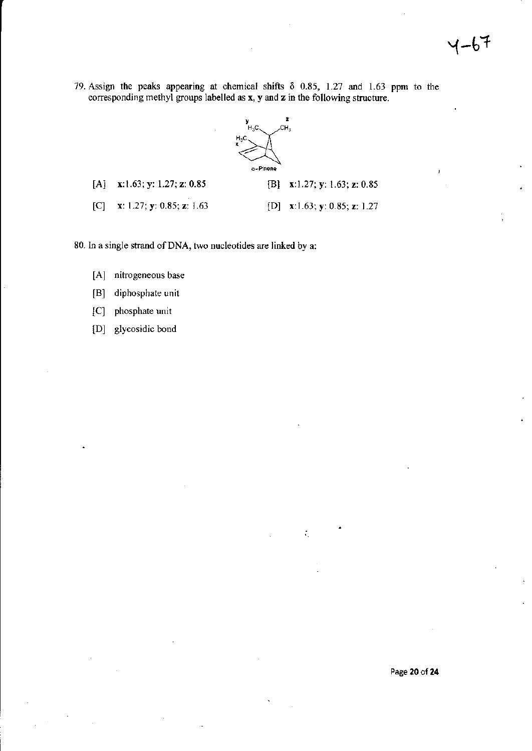79. Assign the peaks appearing at chemical shifts δ 0.85, 1.27 and 1.63 ppm to the corresponding methyl groups labelled as **x**, **y** and **z** in the following structure.

y z
$H_3C$ $CH_3$
$H_3C$
x
α-Pinene

[A] **x**:1.63; **y**: 1.27; **z**: 0.85

[B] **x**:1.27; **y**: 1.63; **z**: 0.85

[C] **x**: 1.27; **y**: 0.85; **z**: 1.63

[D] **x**:1.63; **y**: 0.85; **z**: 1.27

80. In a single strand of DNA, two nucleotides are linked by a:

[A] nitrogeneous base

[B] diphosphate unit

[C] phosphate unit

[D] glycosidic bond